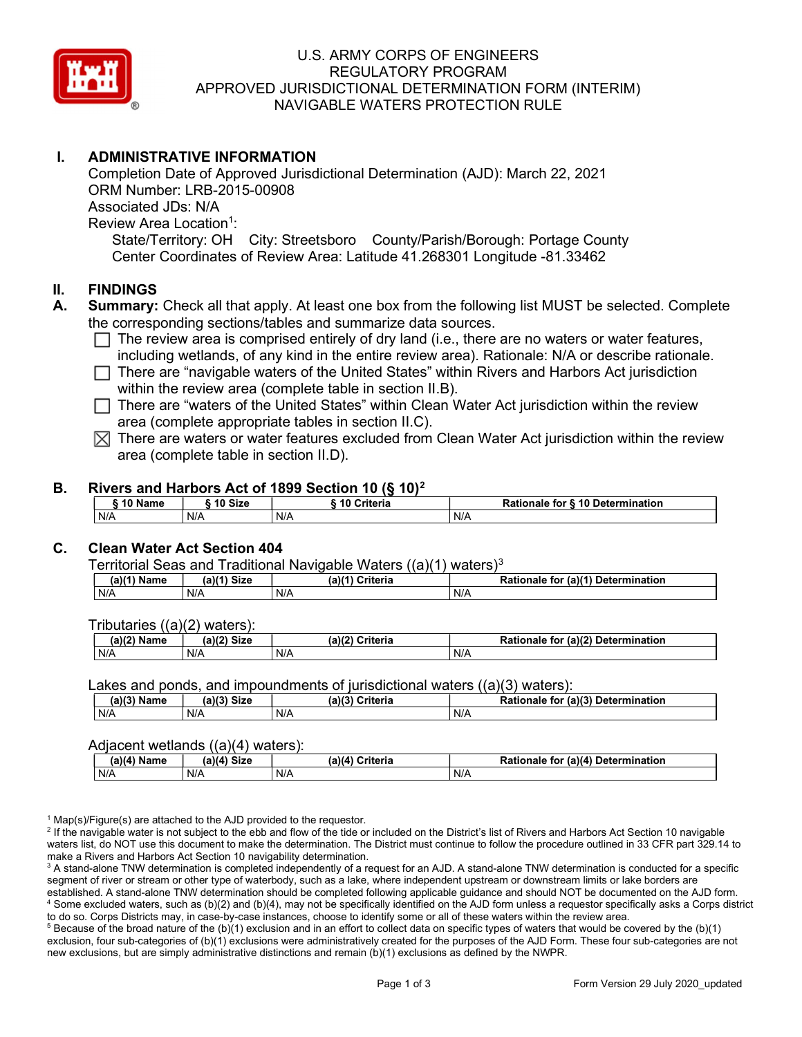# U.S. ARMY CORPS OF ENGINEERS
# REGULATORY PROGRAM
# APPROVED JURISDICTIONAL DETERMINATION FORM (INTERIM)
# NAVIGABLE WATERS PROTECTION RULE

## I. ADMINISTRATIVE INFORMATION

Completion Date of Approved Jurisdictional Determination (AJD): March 22, 2021
ORM Number: LRB-2015-00908
Associated JDs: N/A
Review Area Location[1]:
State/Territory: OH  City: Streetsboro  County/Parish/Borough: Portage County
Center Coordinates of Review Area: Latitude 41.268301 Longitude -81.33462

## II. FINDINGS

**A. Summary:** Check all that apply. At least one box from the following list MUST be selected. Complete the corresponding sections/tables and summarize data sources.

- ☐ The review area is comprised entirely of dry land (i.e., there are no waters or water features, including wetlands, of any kind in the entire review area). Rationale: N/A or describe rationale.
- ☐ There are "navigable waters of the United States" within Rivers and Harbors Act jurisdiction within the review area (complete table in section II.B).
- ☐ There are "waters of the United States" within Clean Water Act jurisdiction within the review area (complete appropriate tables in section II.C).
- ☒ There are waters or water features excluded from Clean Water Act jurisdiction within the review area (complete table in section II.D).

**B. Rivers and Harbors Act of 1899 Section 10 (§ 10)[2]**

| § 10 Name | § 10 Size | § 10 Criteria | Rationale for § 10 Determination |
|---|---|---|---|
| N/A | N/A | N/A | N/A |

**C. Clean Water Act Section 404**

Territorial Seas and Traditional Navigable Waters ((a)(1) waters)[3]

| (a)(1) Name | (a)(1) Size | (a)(1) Criteria | Rationale for (a)(1) Determination |
|---|---|---|---|
| N/A | N/A | N/A | N/A |

Tributaries ((a)(2) waters):

| (a)(2) Name | (a)(2) Size | (a)(2) Criteria | Rationale for (a)(2) Determination |
|---|---|---|---|
| N/A | N/A | N/A | N/A |

Lakes and ponds, and impoundments of jurisdictional waters ((a)(3) waters):

| (a)(3) Name | (a)(3) Size | (a)(3) Criteria | Rationale for (a)(3) Determination |
|---|---|---|---|
| N/A | N/A | N/A | N/A |

Adjacent wetlands ((a)(4) waters):

| (a)(4) Name | (a)(4) Size | (a)(4) Criteria | Rationale for (a)(4) Determination |
|---|---|---|---|
| N/A | N/A | N/A | N/A |

[1] Map(s)/Figure(s) are attached to the AJD provided to the requestor.
[2] If the navigable water is not subject to the ebb and flow of the tide or included on the District's list of Rivers and Harbors Act Section 10 navigable waters list, do NOT use this document to make the determination. The District must continue to follow the procedure outlined in 33 CFR part 329.14 to make a Rivers and Harbors Act Section 10 navigability determination.
[3] A stand-alone TNW determination is completed independently of a request for an AJD. A stand-alone TNW determination is conducted for a specific segment of river or stream or other type of waterbody, such as a lake, where independent upstream or downstream limits or lake borders are established. A stand-alone TNW determination should be completed following applicable guidance and should NOT be documented on the AJD form.
[4] Some excluded waters, such as (b)(2) and (b)(4), may not be specifically identified on the AJD form unless a requestor specifically asks a Corps district to do so. Corps Districts may, in case-by-case instances, choose to identify some or all of these waters within the review area.
[5] Because of the broad nature of the (b)(1) exclusion and in an effort to collect data on specific types of waters that would be covered by the (b)(1) exclusion, four sub-categories of (b)(1) exclusions were administratively created for the purposes of the AJD Form. These four sub-categories are not new exclusions, but are simply administrative distinctions and remain (b)(1) exclusions as defined by the NWPR.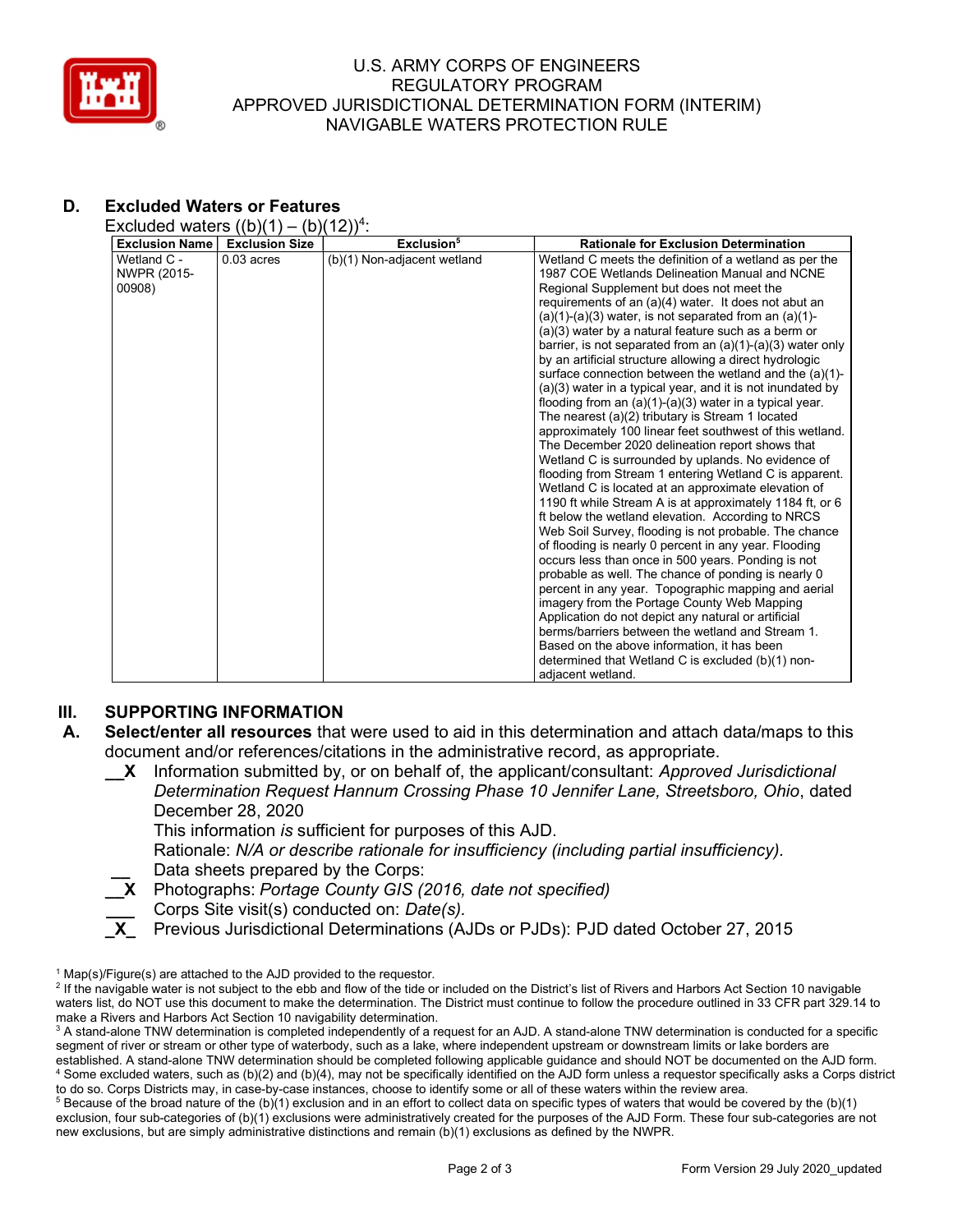### D. Excluded Waters or Features

Excluded waters ((b)(1) – (b)(12))[4]:

| Exclusion Name | Exclusion Size | Exclusion[5] | Rationale for Exclusion Determination |
|---|---|---|---|
| Wetland C - NWPR (2015-00908) | 0.03 acres | (b)(1) Non-adjacent wetland | Wetland C meets the definition of a wetland as per the 1987 COE Wetlands Delineation Manual and NCNE Regional Supplement but does not meet the requirements of an (a)(4) water. It does not abut an (a)(1)-(a)(3) water, is not separated from an (a)(1)-(a)(3) water by a natural feature such as a berm or barrier, is not separated from an (a)(1)-(a)(3) water only by an artificial structure allowing a direct hydrologic surface connection between the wetland and the (a)(1)-(a)(3) water in a typical year, and it is not inundated by flooding from an (a)(1)-(a)(3) water in a typical year. The nearest (a)(2) tributary is Stream 1 located approximately 100 linear feet southwest of this wetland. The December 2020 delineation report shows that Wetland C is surrounded by uplands. No evidence of flooding from Stream 1 entering Wetland C is apparent. Wetland C is located at an approximate elevation of 1190 ft while Stream A is at approximately 1184 ft, or 6 ft below the wetland elevation. According to NRCS Web Soil Survey, flooding is not probable. The chance of flooding is nearly 0 percent in any year. Flooding occurs less than once in 500 years. Ponding is not probable as well. The chance of ponding is nearly 0 percent in any year. Topographic mapping and aerial imagery from the Portage County Web Mapping Application do not depict any natural or artificial berms/barriers between the wetland and Stream 1. Based on the above information, it has been determined that Wetland C is excluded (b)(1) non-adjacent wetland. |

## III. SUPPORTING INFORMATION

**A. Select/enter all resources** that were used to aid in this determination and attach data/maps to this document and/or references/citations in the administrative record, as appropriate.

__X Information submitted by, or on behalf of, the applicant/consultant: *Approved Jurisdictional Determination Request Hannum Crossing Phase 10 Jennifer Lane, Streetsboro, Ohio*, dated December 28, 2020
This information *is* sufficient for purposes of this AJD.
Rationale: *N/A or describe rationale for insufficiency (including partial insufficiency).*

__ Data sheets prepared by the Corps:

__X Photographs: *Portage County GIS (2016, date not specified)*

___ Corps Site visit(s) conducted on: *Date(s).*

_X_ Previous Jurisdictional Determinations (AJDs or PJDs): PJD dated October 27, 2015

---

[1] Map(s)/Figure(s) are attached to the AJD provided to the requestor.

[2] If the navigable water is not subject to the ebb and flow of the tide or included on the District's list of Rivers and Harbors Act Section 10 navigable waters list, do NOT use this document to make the determination. The District must continue to follow the procedure outlined in 33 CFR part 329.14 to make a Rivers and Harbors Act Section 10 navigability determination.

[3] A stand-alone TNW determination is completed independently of a request for an AJD. A stand-alone TNW determination is conducted for a specific segment of river or stream or other type of waterbody, such as a lake, where independent upstream or downstream limits or lake borders are established. A stand-alone TNW determination should be completed following applicable guidance and should NOT be documented on the AJD form.

[4] Some excluded waters, such as (b)(2) and (b)(4), may not be specifically identified on the AJD form unless a requestor specifically asks a Corps district to do so. Corps Districts may, in case-by-case instances, choose to identify some or all of these waters within the review area.

[5] Because of the broad nature of the (b)(1) exclusion and in an effort to collect data on specific types of waters that would be covered by the (b)(1) exclusion, four sub-categories of (b)(1) exclusions were administratively created for the purposes of the AJD Form. These four sub-categories are not new exclusions, but are simply administrative distinctions and remain (b)(1) exclusions as defined by the NWPR.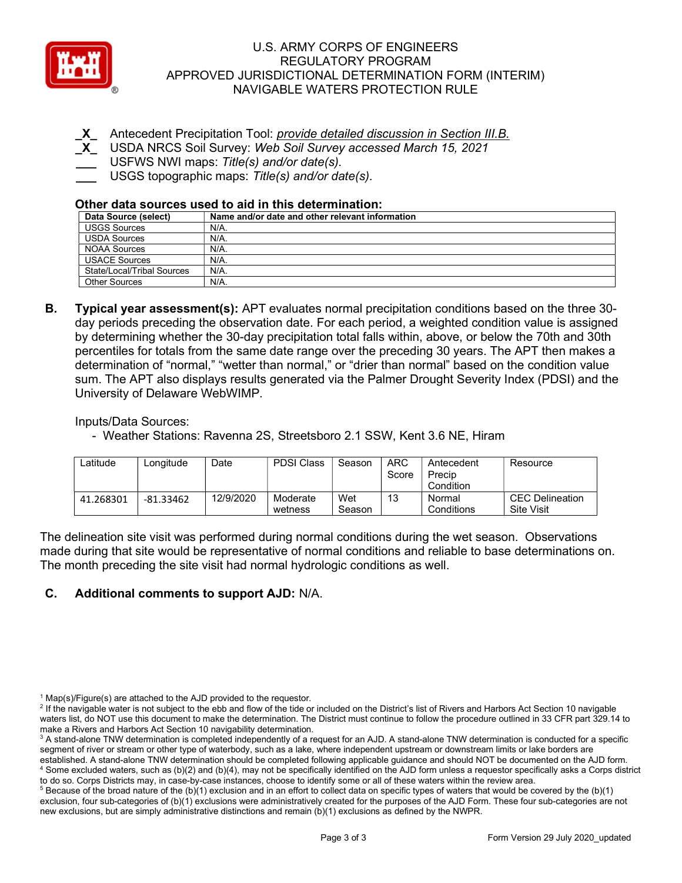U.S. ARMY CORPS OF ENGINEERS
REGULATORY PROGRAM
APPROVED JURISDICTIONAL DETERMINATION FORM (INTERIM)
NAVIGABLE WATERS PROTECTION RULE

_X_ Antecedent Precipitation Tool: *provide detailed discussion in Section III.B.*
_X_ USDA NRCS Soil Survey: *Web Soil Survey accessed March 15, 2021*
___ USFWS NWI maps: *Title(s) and/or date(s).*
___ USGS topographic maps: *Title(s) and/or date(s).*

**Other data sources used to aid in this determination:**

| Data Source (select) | Name and/or date and other relevant information |
|---|---|
| USGS Sources | N/A. |
| USDA Sources | N/A. |
| NOAA Sources | N/A. |
| USACE Sources | N/A. |
| State/Local/Tribal Sources | N/A. |
| Other Sources | N/A. |

**B. Typical year assessment(s):** APT evaluates normal precipitation conditions based on the three 30-day periods preceding the observation date. For each period, a weighted condition value is assigned by determining whether the 30-day precipitation total falls within, above, or below the 70th and 30th percentiles for totals from the same date range over the preceding 30 years. The APT then makes a determination of "normal," "wetter than normal," or "drier than normal" based on the condition value sum. The APT also displays results generated via the Palmer Drought Severity Index (PDSI) and the University of Delaware WebWIMP.

Inputs/Data Sources:

- Weather Stations: Ravenna 2S, Streetsboro 2.1 SSW, Kent 3.6 NE, Hiram

| Latitude | Longitude | Date | PDSI Class | Season | ARC Score | Antecedent Precip Condition | Resource |
|---|---|---|---|---|---|---|---|
| 41.268301 | -81.33462 | 12/9/2020 | Moderate wetness | Wet Season | 13 | Normal Conditions | CEC Delineation Site Visit |

The delineation site visit was performed during normal conditions during the wet season. Observations made during that site would be representative of normal conditions and reliable to base determinations on. The month preceding the site visit had normal hydrologic conditions as well.

**C. Additional comments to support AJD:** N/A.

[1] Map(s)/Figure(s) are attached to the AJD provided to the requestor.
[2] If the navigable water is not subject to the ebb and flow of the tide or included on the District's list of Rivers and Harbors Act Section 10 navigable waters list, do NOT use this document to make the determination. The District must continue to follow the procedure outlined in 33 CFR part 329.14 to make a Rivers and Harbors Act Section 10 navigability determination.
[3] A stand-alone TNW determination is completed independently of a request for an AJD. A stand-alone TNW determination is conducted for a specific segment of river or stream or other type of waterbody, such as a lake, where independent upstream or downstream limits or lake borders are established. A stand-alone TNW determination should be completed following applicable guidance and should NOT be documented on the AJD form.
[4] Some excluded waters, such as (b)(2) and (b)(4), may not be specifically identified on the AJD form unless a requestor specifically asks a Corps district to do so. Corps Districts may, in case-by-case instances, choose to identify some or all of these waters within the review area.
[5] Because of the broad nature of the (b)(1) exclusion and in an effort to collect data on specific types of waters that would be covered by the (b)(1) exclusion, four sub-categories of (b)(1) exclusions were administratively created for the purposes of the AJD Form. These four sub-categories are not new exclusions, but are simply administrative distinctions and remain (b)(1) exclusions as defined by the NWPR.

Form Version 29 July 2020_updated